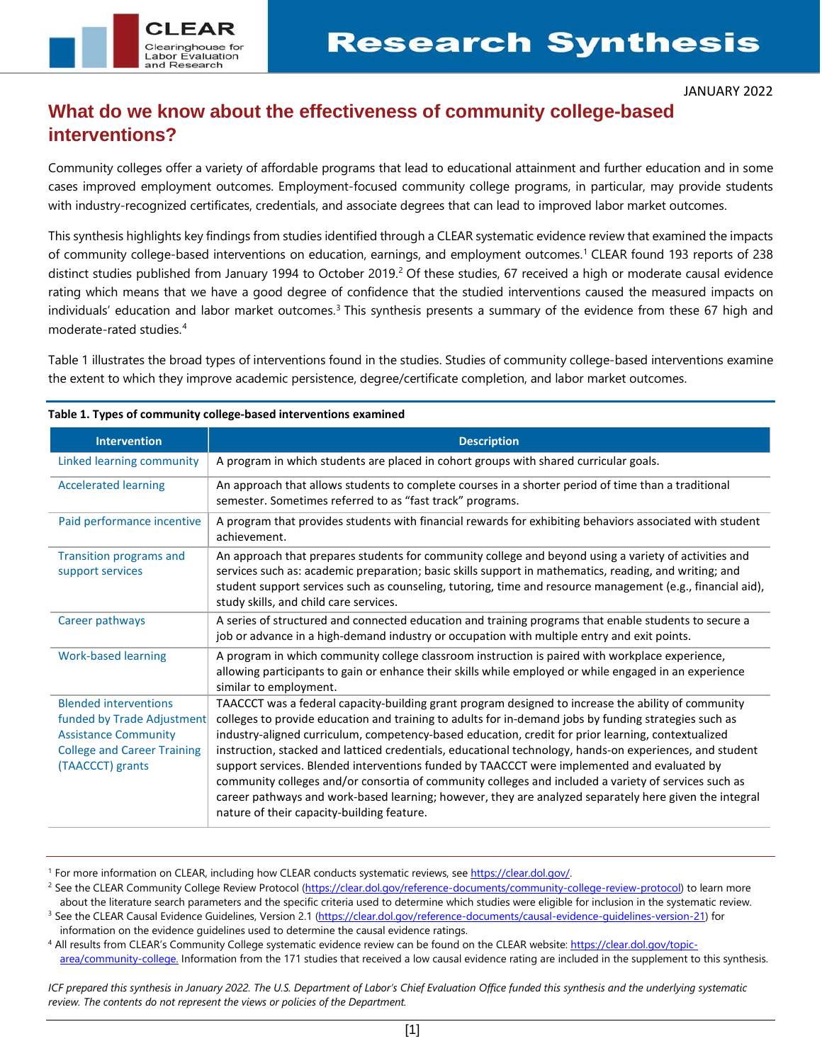JANUARY 2022

# What do we know about the effectiveness of community college-based interventions?

Community colleges offer a variety of affordable programs that lead to educational attainment and further education and in some cases improved employment outcomes. Employment-focused community college programs, in particular, may provide students with industry-recognized certificates, credentials, and associate degrees that can lead to improved labor market outcomes.

This synthesis highlights key findings from studies identified through a CLEAR systematic evidence review that examined the impacts of community college-based interventions on education, earnings, and employment outcomes.[1] CLEAR found 193 reports of 238 distinct studies published from January 1994 to October 2019.[2] Of these studies, 67 received a high or moderate causal evidence rating which means that we have a good degree of confidence that the studied interventions caused the measured impacts on individuals' education and labor market outcomes.[3] This synthesis presents a summary of the evidence from these 67 high and moderate-rated studies.[4]

Table 1 illustrates the broad types of interventions found in the studies. Studies of community college-based interventions examine the extent to which they improve academic persistence, degree/certificate completion, and labor market outcomes.

**Table 1. Types of community college-based interventions examined**

| Intervention | Description |
|---|---|
| Linked learning community | A program in which students are placed in cohort groups with shared curricular goals. |
| Accelerated learning | An approach that allows students to complete courses in a shorter period of time than a traditional semester. Sometimes referred to as "fast track" programs. |
| Paid performance incentive | A program that provides students with financial rewards for exhibiting behaviors associated with student achievement. |
| Transition programs and support services | An approach that prepares students for community college and beyond using a variety of activities and services such as: academic preparation; basic skills support in mathematics, reading, and writing; and student support services such as counseling, tutoring, time and resource management (e.g., financial aid), study skills, and child care services. |
| Career pathways | A series of structured and connected education and training programs that enable students to secure a job or advance in a high-demand industry or occupation with multiple entry and exit points. |
| Work-based learning | A program in which community college classroom instruction is paired with workplace experience, allowing participants to gain or enhance their skills while employed or while engaged in an experience similar to employment. |
| Blended interventions funded by Trade Adjustment Assistance Community College and Career Training (TAACCCT) grants | TAACCCT was a federal capacity-building grant program designed to increase the ability of community colleges to provide education and training to adults for in-demand jobs by funding strategies such as industry-aligned curriculum, competency-based education, credit for prior learning, contextualized instruction, stacked and latticed credentials, educational technology, hands-on experiences, and student support services. Blended interventions funded by TAACCCT were implemented and evaluated by community colleges and/or consortia of community colleges and included a variety of services such as career pathways and work-based learning; however, they are analyzed separately here given the integral nature of their capacity-building feature. |

[1] For more information on CLEAR, including how CLEAR conducts systematic reviews, see https://clear.dol.gov/.

[2] See the CLEAR Community College Review Protocol (https://clear.dol.gov/reference-documents/community-college-review-protocol) to learn more about the literature search parameters and the specific criteria used to determine which studies were eligible for inclusion in the systematic review.

[3] See the CLEAR Causal Evidence Guidelines, Version 2.1 (https://clear.dol.gov/reference-documents/causal-evidence-guidelines-version-21) for information on the evidence guidelines used to determine the causal evidence ratings.

[4] All results from CLEAR's Community College systematic evidence review can be found on the CLEAR website: https://clear.dol.gov/topic-area/community-college. Information from the 171 studies that received a low causal evidence rating are included in the supplement to this synthesis.

*ICF prepared this synthesis in January 2022. The U.S. Department of Labor's Chief Evaluation Office funded this synthesis and the underlying systematic review. The contents do not represent the views or policies of the Department.*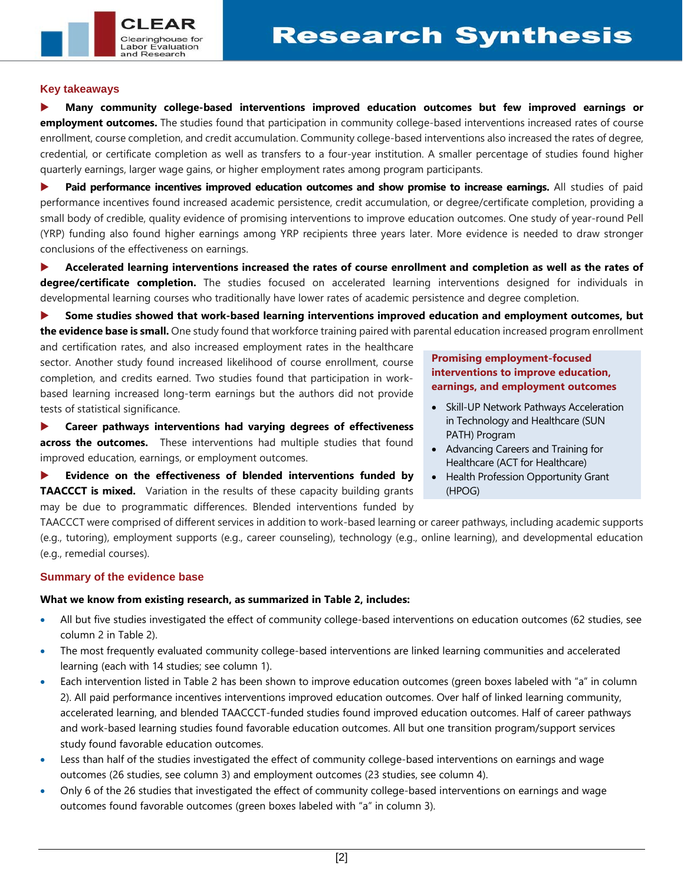## Key takeaways

- **Many community college-based interventions improved education outcomes but few improved earnings or employment outcomes.** The studies found that participation in community college-based interventions increased rates of course enrollment, course completion, and credit accumulation. Community college-based interventions also increased the rates of degree, credential, or certificate completion as well as transfers to a four-year institution. A smaller percentage of studies found higher quarterly earnings, larger wage gains, or higher employment rates among program participants.

- **Paid performance incentives improved education outcomes and show promise to increase earnings.** All studies of paid performance incentives found increased academic persistence, credit accumulation, or degree/certificate completion, providing a small body of credible, quality evidence of promising interventions to improve education outcomes. One study of year-round Pell (YRP) funding also found higher earnings among YRP recipients three years later. More evidence is needed to draw stronger conclusions of the effectiveness on earnings.

- **Accelerated learning interventions increased the rates of course enrollment and completion as well as the rates of degree/certificate completion.** The studies focused on accelerated learning interventions designed for individuals in developmental learning courses who traditionally have lower rates of academic persistence and degree completion.

- **Some studies showed that work-based learning interventions improved education and employment outcomes, but the evidence base is small.** One study found that workforce training paired with parental education increased program enrollment and certification rates, and also increased employment rates in the healthcare sector. Another study found increased likelihood of course enrollment, course completion, and credits earned. Two studies found that participation in work-based learning increased long-term earnings but the authors did not provide tests of statistical significance.

- **Career pathways interventions had varying degrees of effectiveness across the outcomes.** These interventions had multiple studies that found improved education, earnings, or employment outcomes.

- **Evidence on the effectiveness of blended interventions funded by TAACCCT is mixed.** Variation in the results of these capacity building grants may be due to programmatic differences. Blended interventions funded by TAACCCT were comprised of different services in addition to work-based learning or career pathways, including academic supports (e.g., tutoring), employment supports (e.g., career counseling), technology (e.g., online learning), and developmental education (e.g., remedial courses).

**Promising employment-focused interventions to improve education, earnings, and employment outcomes**

- Skill-UP Network Pathways Acceleration in Technology and Healthcare (SUN PATH) Program
- Advancing Careers and Training for Healthcare (ACT for Healthcare)
- Health Profession Opportunity Grant (HPOG)

## Summary of the evidence base

**What we know from existing research, as summarized in Table 2, includes:**

- All but five studies investigated the effect of community college-based interventions on education outcomes (62 studies, see column 2 in Table 2).
- The most frequently evaluated community college-based interventions are linked learning communities and accelerated learning (each with 14 studies; see column 1).
- Each intervention listed in Table 2 has been shown to improve education outcomes (green boxes labeled with "a" in column 2). All paid performance incentives interventions improved education outcomes. Over half of linked learning community, accelerated learning, and blended TAACCCT-funded studies found improved education outcomes. Half of career pathways and work-based learning studies found favorable education outcomes. All but one transition program/support services study found favorable education outcomes.
- Less than half of the studies investigated the effect of community college-based interventions on earnings and wage outcomes (26 studies, see column 3) and employment outcomes (23 studies, see column 4).
- Only 6 of the 26 studies that investigated the effect of community college-based interventions on earnings and wage outcomes found favorable outcomes (green boxes labeled with "a" in column 3).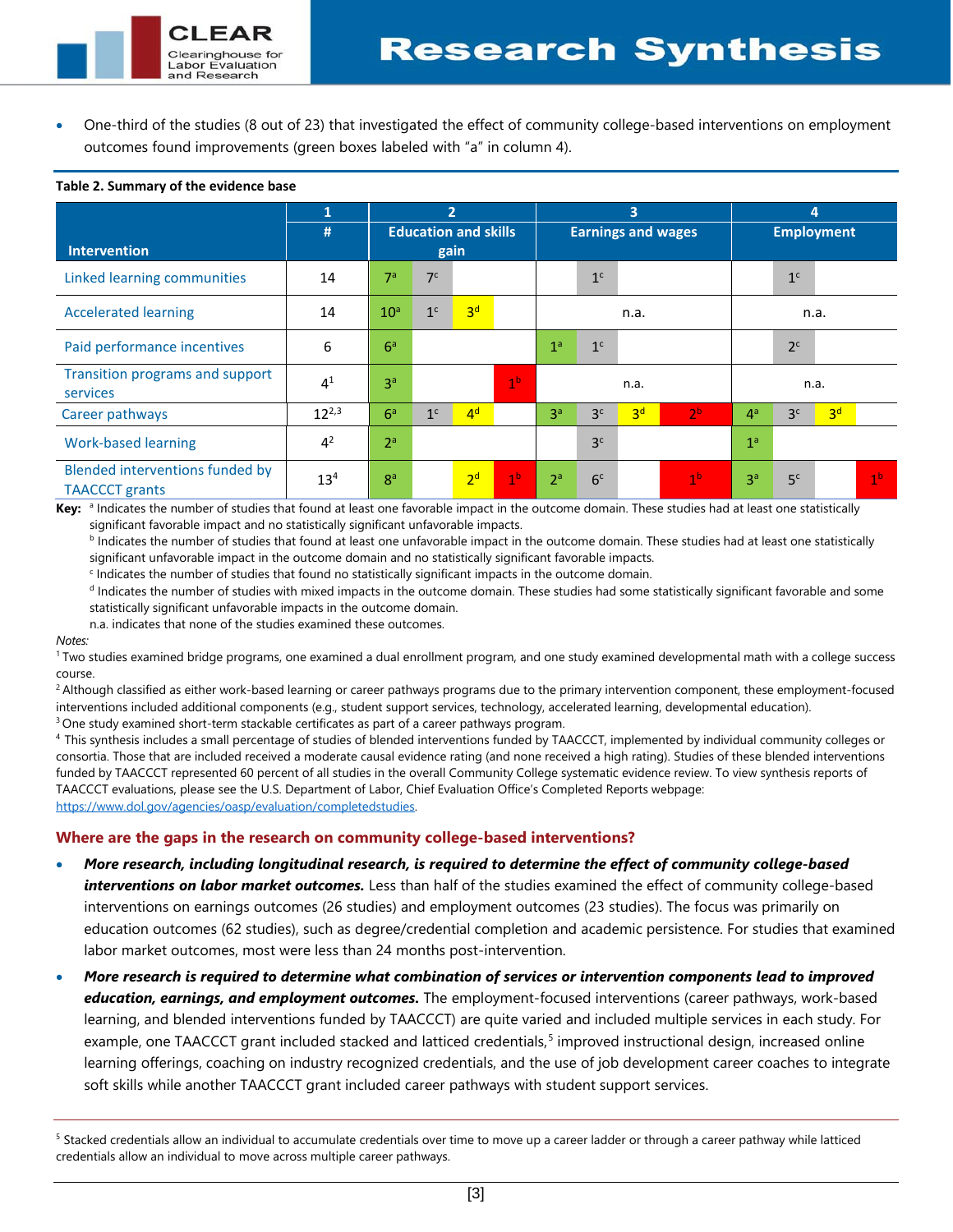- One-third of the studies (8 out of 23) that investigated the effect of community college-based interventions on employment outcomes found improvements (green boxes labeled with "a" in column 4).

**Table 2. Summary of the evidence base**

| | 1 | 2 | | | | 3 | | | | 4 | | | |
|---|---|---|---|---|---|---|---|---|---|---|---|---|---|
| **Intervention** | **#** | **Education and skills gain** | | | | **Earnings and wages** | | | | **Employment** | | | |
| Linked learning communities | 14 | 7[a] | 7[c] | | | | 1[c] | | | | 1[c] | | |
| Accelerated learning | 14 | 10[a] | 1[c] | 3[d] | | n.a. | | | | n.a. | | | |
| Paid performance incentives | 6 | 6[a] | | | | 1[a] | 1[c] | | | | 2[c] | | |
| Transition programs and support services | 4[1] | 3[a] | | | 1[b] | n.a. | | | | n.a. | | | |
| Career pathways | 12[2,3] | 6[a] | 1[c] | 4[d] | | 3[a] | 3[c] | 3[d] | 2[b] | 4[a] | 3[c] | 3[d] | |
| Work-based learning | 4[2] | 2[a] | | | | | 3[c] | | | 1[a] | | | |
| Blended interventions funded by TAACCCT grants | 13[4] | 8[a] | | 2[d] | 1[b] | 2[a] | 6[c] | | 1[b] | 3[a] | 5[c] | | 1[b] |

**Key:** [a] Indicates the number of studies that found at least one favorable impact in the outcome domain. These studies had at least one statistically significant favorable impact and no statistically significant unfavorable impacts.
[b] Indicates the number of studies that found at least one unfavorable impact in the outcome domain. These studies had at least one statistically significant unfavorable impact in the outcome domain and no statistically significant favorable impacts.
[c] Indicates the number of studies that found no statistically significant impacts in the outcome domain.
[d] Indicates the number of studies with mixed impacts in the outcome domain. These studies had some statistically significant favorable and some statistically significant unfavorable impacts in the outcome domain.
n.a. indicates that none of the studies examined these outcomes.

*Notes:*
[1] Two studies examined bridge programs, one examined a dual enrollment program, and one study examined developmental math with a college success course.
[2] Although classified as either work-based learning or career pathways programs due to the primary intervention component, these employment-focused interventions included additional components (e.g., student support services, technology, accelerated learning, developmental education).
[3] One study examined short-term stackable certificates as part of a career pathways program.
[4] This synthesis includes a small percentage of studies of blended interventions funded by TAACCCT, implemented by individual community colleges or consortia. Those that are included received a moderate causal evidence rating (and none received a high rating). Studies of these blended interventions funded by TAACCCT represented 60 percent of all studies in the overall Community College systematic evidence review. To view synthesis reports of TAACCCT evaluations, please see the U.S. Department of Labor, Chief Evaluation Office's Completed Reports webpage: https://www.dol.gov/agencies/oasp/evaluation/completedstudies.

## Where are the gaps in the research on community college-based interventions?

- ***More research, including longitudinal research, is required to determine the effect of community college-based interventions on labor market outcomes.*** Less than half of the studies examined the effect of community college-based interventions on earnings outcomes (26 studies) and employment outcomes (23 studies). The focus was primarily on education outcomes (62 studies), such as degree/credential completion and academic persistence. For studies that examined labor market outcomes, most were less than 24 months post-intervention.
- ***More research is required to determine what combination of services or intervention components lead to improved education, earnings, and employment outcomes.*** The employment-focused interventions (career pathways, work-based learning, and blended interventions funded by TAACCCT) are quite varied and included multiple services in each study. For example, one TAACCCT grant included stacked and latticed credentials,[5] improved instructional design, increased online learning offerings, coaching on industry recognized credentials, and the use of job development career coaches to integrate soft skills while another TAACCCT grant included career pathways with student support services.

[5] Stacked credentials allow an individual to accumulate credentials over time to move up a career ladder or through a career pathway while latticed credentials allow an individual to move across multiple career pathways.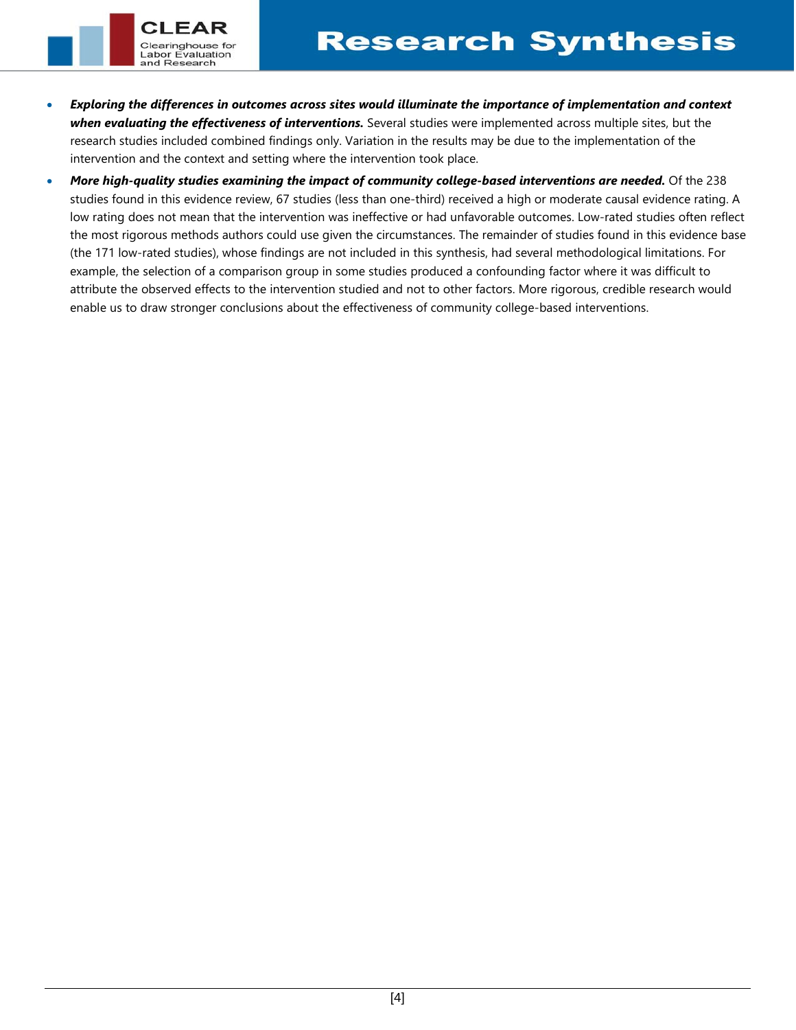- ***Exploring the differences in outcomes across sites would illuminate the importance of implementation and context when evaluating the effectiveness of interventions.*** Several studies were implemented across multiple sites, but the research studies included combined findings only. Variation in the results may be due to the implementation of the intervention and the context and setting where the intervention took place.
- ***More high-quality studies examining the impact of community college-based interventions are needed.*** Of the 238 studies found in this evidence review, 67 studies (less than one-third) received a high or moderate causal evidence rating. A low rating does not mean that the intervention was ineffective or had unfavorable outcomes. Low-rated studies often reflect the most rigorous methods authors could use given the circumstances. The remainder of studies found in this evidence base (the 171 low-rated studies), whose findings are not included in this synthesis, had several methodological limitations. For example, the selection of a comparison group in some studies produced a confounding factor where it was difficult to attribute the observed effects to the intervention studied and not to other factors. More rigorous, credible research would enable us to draw stronger conclusions about the effectiveness of community college-based interventions.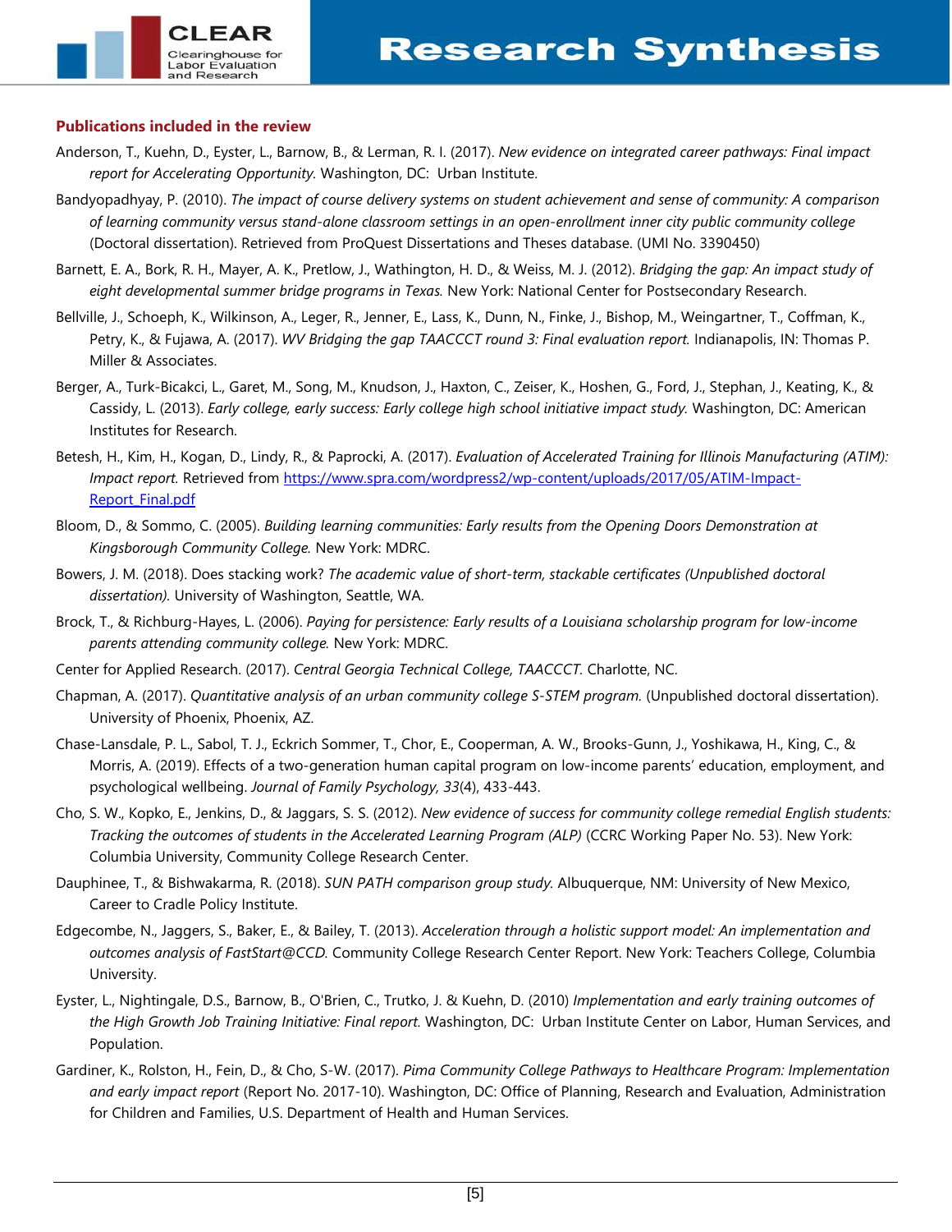### Publications included in the review

Anderson, T., Kuehn, D., Eyster, L., Barnow, B., & Lerman, R. I. (2017). *New evidence on integrated career pathways: Final impact report for Accelerating Opportunity.* Washington, DC: Urban Institute.

Bandyopadhyay, P. (2010). *The impact of course delivery systems on student achievement and sense of community: A comparison of learning community versus stand-alone classroom settings in an open-enrollment inner city public community college* (Doctoral dissertation). Retrieved from ProQuest Dissertations and Theses database. (UMI No. 3390450)

Barnett, E. A., Bork, R. H., Mayer, A. K., Pretlow, J., Wathington, H. D., & Weiss, M. J. (2012). *Bridging the gap: An impact study of eight developmental summer bridge programs in Texas.* New York: National Center for Postsecondary Research.

Bellville, J., Schoeph, K., Wilkinson, A., Leger, R., Jenner, E., Lass, K., Dunn, N., Finke, J., Bishop, M., Weingartner, T., Coffman, K., Petry, K., & Fujawa, A. (2017). *WV Bridging the gap TAACCCT round 3: Final evaluation report.* Indianapolis, IN: Thomas P. Miller & Associates.

Berger, A., Turk-Bicakci, L., Garet, M., Song, M., Knudson, J., Haxton, C., Zeiser, K., Hoshen, G., Ford, J., Stephan, J., Keating, K., & Cassidy, L. (2013). *Early college, early success: Early college high school initiative impact study.* Washington, DC: American Institutes for Research.

Betesh, H., Kim, H., Kogan, D., Lindy, R., & Paprocki, A. (2017). *Evaluation of Accelerated Training for Illinois Manufacturing (ATIM): Impact report.* Retrieved from https://www.spra.com/wordpress2/wp-content/uploads/2017/05/ATIM-Impact-Report_Final.pdf

Bloom, D., & Sommo, C. (2005). *Building learning communities: Early results from the Opening Doors Demonstration at Kingsborough Community College.* New York: MDRC.

Bowers, J. M. (2018). Does stacking work? *The academic value of short-term, stackable certificates (Unpublished doctoral dissertation).* University of Washington, Seattle, WA.

Brock, T., & Richburg-Hayes, L. (2006). *Paying for persistence: Early results of a Louisiana scholarship program for low-income parents attending community college.* New York: MDRC.

Center for Applied Research. (2017). *Central Georgia Technical College, TAACCCT.* Charlotte, NC.

Chapman, A. (2017). *Quantitative analysis of an urban community college S-STEM program.* (Unpublished doctoral dissertation). University of Phoenix, Phoenix, AZ.

Chase-Lansdale, P. L., Sabol, T. J., Eckrich Sommer, T., Chor, E., Cooperman, A. W., Brooks-Gunn, J., Yoshikawa, H., King, C., & Morris, A. (2019). Effects of a two-generation human capital program on low-income parents' education, employment, and psychological wellbeing. *Journal of Family Psychology, 33*(4), 433-443.

Cho, S. W., Kopko, E., Jenkins, D., & Jaggars, S. S. (2012). *New evidence of success for community college remedial English students: Tracking the outcomes of students in the Accelerated Learning Program (ALP)* (CCRC Working Paper No. 53). New York: Columbia University, Community College Research Center.

Dauphinee, T., & Bishwakarma, R. (2018). *SUN PATH comparison group study.* Albuquerque, NM: University of New Mexico, Career to Cradle Policy Institute.

Edgecombe, N., Jaggers, S., Baker, E., & Bailey, T. (2013). *Acceleration through a holistic support model: An implementation and outcomes analysis of FastStart@CCD.* Community College Research Center Report. New York: Teachers College, Columbia University.

Eyster, L., Nightingale, D.S., Barnow, B., O'Brien, C., Trutko, J. & Kuehn, D. (2010) *Implementation and early training outcomes of the High Growth Job Training Initiative: Final report.* Washington, DC: Urban Institute Center on Labor, Human Services, and Population.

Gardiner, K., Rolston, H., Fein, D., & Cho, S-W. (2017). *Pima Community College Pathways to Healthcare Program: Implementation and early impact report* (Report No. 2017-10). Washington, DC: Office of Planning, Research and Evaluation, Administration for Children and Families, U.S. Department of Health and Human Services.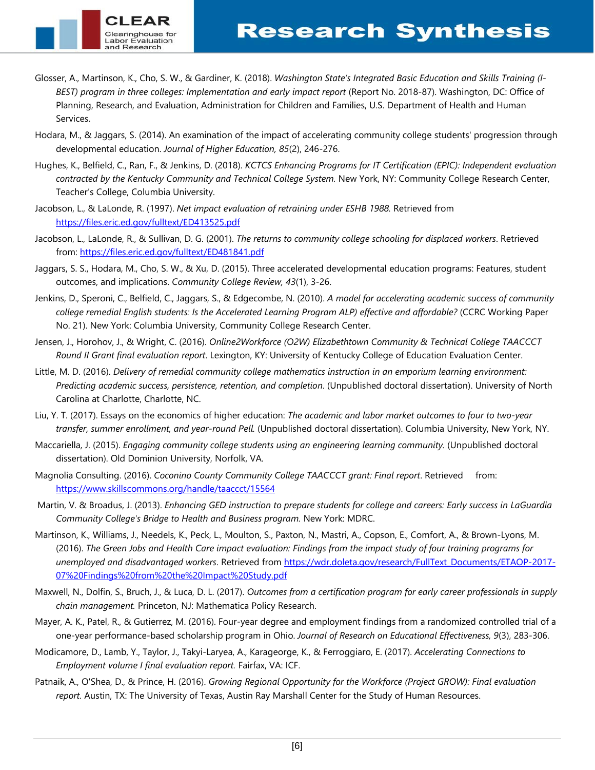Glosser, A., Martinson, K., Cho, S. W., & Gardiner, K. (2018). *Washington State's Integrated Basic Education and Skills Training (I-BEST) program in three colleges: Implementation and early impact report* (Report No. 2018-87). Washington, DC: Office of Planning, Research, and Evaluation, Administration for Children and Families, U.S. Department of Health and Human Services.

Hodara, M., & Jaggars, S. (2014). An examination of the impact of accelerating community college students' progression through developmental education. *Journal of Higher Education, 85*(2), 246-276.

Hughes, K., Belfield, C., Ran, F., & Jenkins, D. (2018). *KCTCS Enhancing Programs for IT Certification (EPIC): Independent evaluation contracted by the Kentucky Community and Technical College System.* New York, NY: Community College Research Center, Teacher's College, Columbia University.

Jacobson, L., & LaLonde, R. (1997). *Net impact evaluation of retraining under ESHB 1988.* Retrieved from https://files.eric.ed.gov/fulltext/ED413525.pdf

Jacobson, L., LaLonde, R., & Sullivan, D. G. (2001). *The returns to community college schooling for displaced workers*. Retrieved from: https://files.eric.ed.gov/fulltext/ED481841.pdf

Jaggars, S. S., Hodara, M., Cho, S. W., & Xu, D. (2015). Three accelerated developmental education programs: Features, student outcomes, and implications. *Community College Review, 43*(1), 3-26.

Jenkins, D., Speroni, C., Belfield, C., Jaggars, S., & Edgecombe, N. (2010). *A model for accelerating academic success of community college remedial English students: Is the Accelerated Learning Program ALP) effective and affordable?* (CCRC Working Paper No. 21). New York: Columbia University, Community College Research Center.

Jensen, J., Horohov, J., & Wright, C. (2016). *Online2Workforce (O2W) Elizabethtown Community & Technical College TAACCCT Round II Grant final evaluation report*. Lexington, KY: University of Kentucky College of Education Evaluation Center.

Little, M. D. (2016). *Delivery of remedial community college mathematics instruction in an emporium learning environment: Predicting academic success, persistence, retention, and completion*. (Unpublished doctoral dissertation). University of North Carolina at Charlotte, Charlotte, NC.

Liu, Y. T. (2017). Essays on the economics of higher education: *The academic and labor market outcomes to four to two-year transfer, summer enrollment, and year-round Pell.* (Unpublished doctoral dissertation). Columbia University, New York, NY.

Maccariella, J. (2015). *Engaging community college students using an engineering learning community.* (Unpublished doctoral dissertation). Old Dominion University, Norfolk, VA.

Magnolia Consulting. (2016). *Coconino County Community College TAACCCT grant: Final report*. Retrieved from: https://www.skillscommons.org/handle/taaccct/15564

Martin, V. & Broadus, J. (2013). *Enhancing GED instruction to prepare students for college and careers: Early success in LaGuardia Community College's Bridge to Health and Business program.* New York: MDRC.

Martinson, K., Williams, J., Needels, K., Peck, L., Moulton, S., Paxton, N., Mastri, A., Copson, E., Comfort, A., & Brown-Lyons, M. (2016). *The Green Jobs and Health Care impact evaluation: Findings from the impact study of four training programs for unemployed and disadvantaged workers*. Retrieved from https://wdr.doleta.gov/research/FullText_Documents/ETAOP-2017-07%20Findings%20from%20the%20Impact%20Study.pdf

Maxwell, N., Dolfin, S., Bruch, J., & Luca, D. L. (2017). *Outcomes from a certification program for early career professionals in supply chain management.* Princeton, NJ: Mathematica Policy Research.

Mayer, A. K., Patel, R., & Gutierrez, M. (2016). Four-year degree and employment findings from a randomized controlled trial of a one-year performance-based scholarship program in Ohio. *Journal of Research on Educational Effectiveness, 9*(3), 283-306.

Modicamore, D., Lamb, Y., Taylor, J., Takyi-Laryea, A., Karageorge, K., & Ferroggiaro, E. (2017). *Accelerating Connections to Employment volume I final evaluation report.* Fairfax, VA: ICF.

Patnaik, A., O'Shea, D., & Prince, H. (2016). *Growing Regional Opportunity for the Workforce (Project GROW): Final evaluation report.* Austin, TX: The University of Texas, Austin Ray Marshall Center for the Study of Human Resources.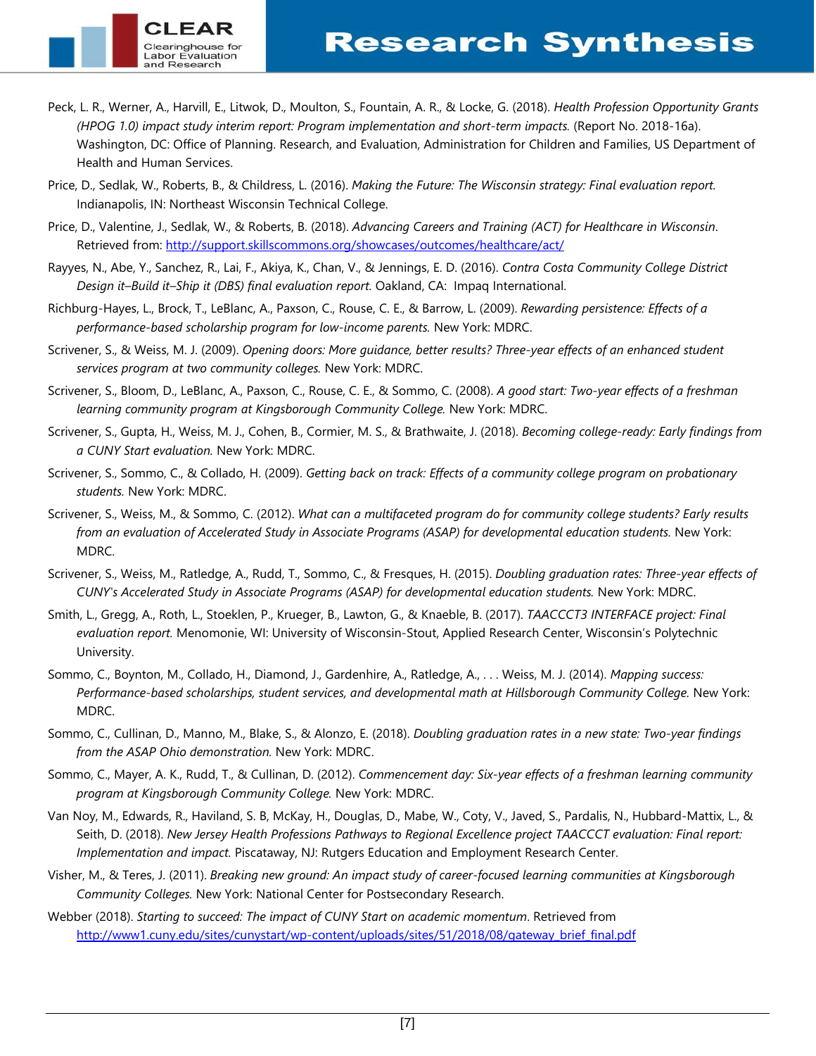Peck, L. R., Werner, A., Harvill, E., Litwok, D., Moulton, S., Fountain, A. R., & Locke, G. (2018). *Health Profession Opportunity Grants (HPOG 1.0) impact study interim report: Program implementation and short-term impacts.* (Report No. 2018-16a). Washington, DC: Office of Planning. Research, and Evaluation, Administration for Children and Families, US Department of Health and Human Services.

Price, D., Sedlak, W., Roberts, B., & Childress, L. (2016). *Making the Future: The Wisconsin strategy: Final evaluation report.* Indianapolis, IN: Northeast Wisconsin Technical College.

Price, D., Valentine, J., Sedlak, W., & Roberts, B. (2018). *Advancing Careers and Training (ACT) for Healthcare in Wisconsin*. Retrieved from: http://support.skillscommons.org/showcases/outcomes/healthcare/act/

Rayyes, N., Abe, Y., Sanchez, R., Lai, F., Akiya, K., Chan, V., & Jennings, E. D. (2016). *Contra Costa Community College District Design it–Build it–Ship it (DBS) final evaluation report.* Oakland, CA: Impaq International.

Richburg-Hayes, L., Brock, T., LeBlanc, A., Paxson, C., Rouse, C. E., & Barrow, L. (2009). *Rewarding persistence: Effects of a performance-based scholarship program for low-income parents.* New York: MDRC.

Scrivener, S., & Weiss, M. J. (2009). *Opening doors: More guidance, better results? Three-year effects of an enhanced student services program at two community colleges.* New York: MDRC.

Scrivener, S., Bloom, D., LeBlanc, A., Paxson, C., Rouse, C. E., & Sommo, C. (2008). *A good start: Two-year effects of a freshman learning community program at Kingsborough Community College.* New York: MDRC.

Scrivener, S., Gupta, H., Weiss, M. J., Cohen, B., Cormier, M. S., & Brathwaite, J. (2018). *Becoming college-ready: Early findings from a CUNY Start evaluation.* New York: MDRC.

Scrivener, S., Sommo, C., & Collado, H. (2009). *Getting back on track: Effects of a community college program on probationary students.* New York: MDRC.

Scrivener, S., Weiss, M., & Sommo, C. (2012). *What can a multifaceted program do for community college students? Early results from an evaluation of Accelerated Study in Associate Programs (ASAP) for developmental education students.* New York: MDRC.

Scrivener, S., Weiss, M., Ratledge, A., Rudd, T., Sommo, C., & Fresques, H. (2015). *Doubling graduation rates: Three-year effects of CUNY's Accelerated Study in Associate Programs (ASAP) for developmental education students.* New York: MDRC.

Smith, L., Gregg, A., Roth, L., Stoeklen, P., Krueger, B., Lawton, G., & Knaeble, B. (2017). *TAACCCT3 INTERFACE project: Final evaluation report.* Menomonie, WI: University of Wisconsin-Stout, Applied Research Center, Wisconsin's Polytechnic University.

Sommo, C., Boynton, M., Collado, H., Diamond, J., Gardenhire, A., Ratledge, A., . . . Weiss, M. J. (2014). *Mapping success: Performance-based scholarships, student services, and developmental math at Hillsborough Community College.* New York: MDRC.

Sommo, C., Cullinan, D., Manno, M., Blake, S., & Alonzo, E. (2018). *Doubling graduation rates in a new state: Two-year findings from the ASAP Ohio demonstration.* New York: MDRC.

Sommo, C., Mayer, A. K., Rudd, T., & Cullinan, D. (2012). *Commencement day: Six-year effects of a freshman learning community program at Kingsborough Community College.* New York: MDRC.

Van Noy, M., Edwards, R., Haviland, S. B, McKay, H., Douglas, D., Mabe, W., Coty, V., Javed, S., Pardalis, N., Hubbard-Mattix, L., & Seith, D. (2018). *New Jersey Health Professions Pathways to Regional Excellence project TAACCCT evaluation: Final report: Implementation and impact.* Piscataway, NJ: Rutgers Education and Employment Research Center.

Visher, M., & Teres, J. (2011). *Breaking new ground: An impact study of career-focused learning communities at Kingsborough Community Colleges.* New York: National Center for Postsecondary Research.

Webber (2018). *Starting to succeed: The impact of CUNY Start on academic momentum*. Retrieved from http://www1.cuny.edu/sites/cunystart/wp-content/uploads/sites/51/2018/08/gateway_brief_final.pdf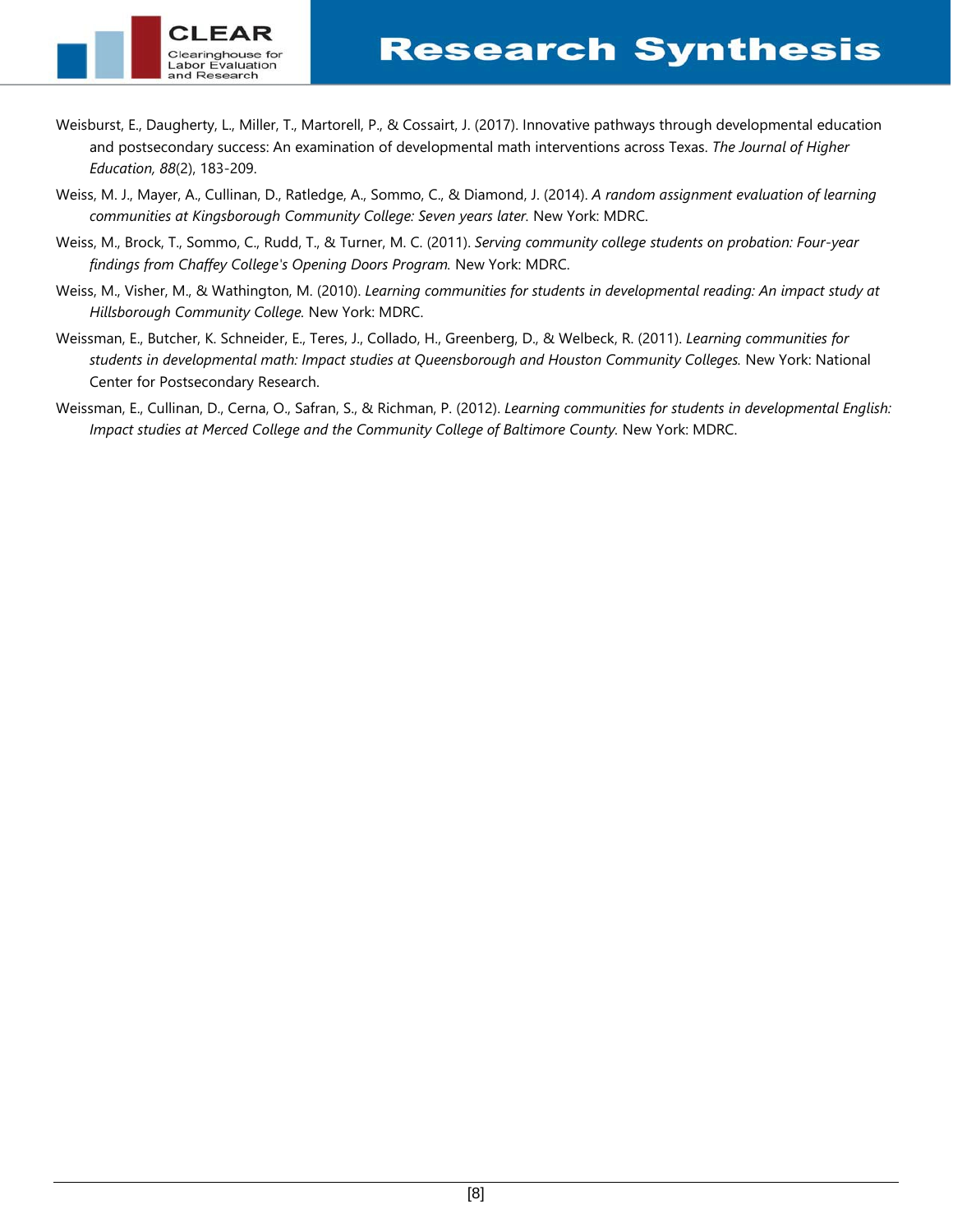Weisburst, E., Daugherty, L., Miller, T., Martorell, P., & Cossairt, J. (2017). Innovative pathways through developmental education and postsecondary success: An examination of developmental math interventions across Texas. *The Journal of Higher Education, 88*(2), 183-209.

Weiss, M. J., Mayer, A., Cullinan, D., Ratledge, A., Sommo, C., & Diamond, J. (2014). *A random assignment evaluation of learning communities at Kingsborough Community College: Seven years later.* New York: MDRC.

Weiss, M., Brock, T., Sommo, C., Rudd, T., & Turner, M. C. (2011). *Serving community college students on probation: Four-year findings from Chaffey College's Opening Doors Program.* New York: MDRC.

Weiss, M., Visher, M., & Wathington, M. (2010). *Learning communities for students in developmental reading: An impact study at Hillsborough Community College.* New York: MDRC.

Weissman, E., Butcher, K. Schneider, E., Teres, J., Collado, H., Greenberg, D., & Welbeck, R. (2011). *Learning communities for students in developmental math: Impact studies at Queensborough and Houston Community Colleges.* New York: National Center for Postsecondary Research.

Weissman, E., Cullinan, D., Cerna, O., Safran, S., & Richman, P. (2012). *Learning communities for students in developmental English: Impact studies at Merced College and the Community College of Baltimore County.* New York: MDRC.